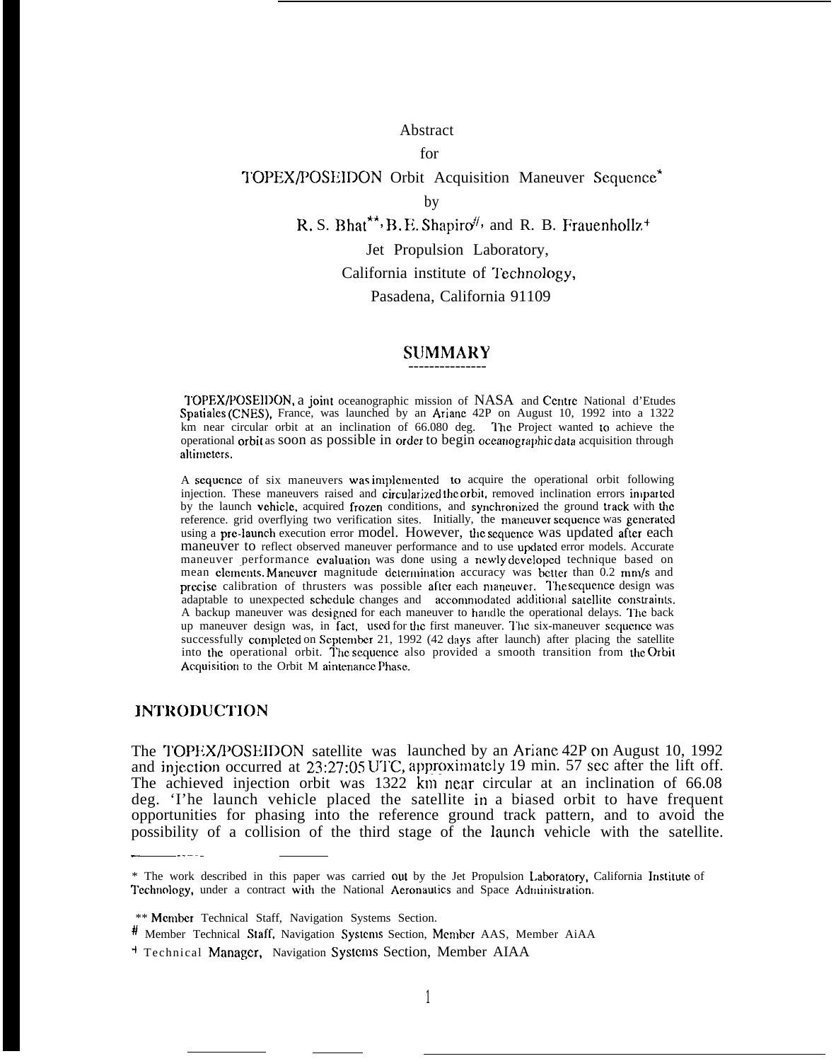Abstract

for

# TOPEX/POSEIDON Orbit Acquisition Maneuver Sequence*

by

R. S. Bhat**, B. E. Shapiro#, and R. B. Frauenholtz+

Jet Propulsion Laboratory,

California institute of Technology,

Pasadena, California 91109

## SUMMARY

TOPEX/POSEIDON, a joint oceanographic mission of NASA and Centre National d'Etudes Spatiales (CNES), France, was launched by an Ariane 42P on August 10, 1992 into a 1322 km near circular orbit at an inclination of 66.080 deg. The Project wanted to achieve the operational orbit as soon as possible in order to begin oceanographic data acquisition through altimeters.

A sequence of six maneuvers was implemented to acquire the operational orbit following injection. These maneuvers raised and circularized the orbit, removed inclination errors imparted by the launch vehicle, acquired frozen conditions, and synchronized the ground track with the reference. grid overflying two verification sites. Initially, the maneuver sequence was generated using a pre-launch execution error model. However, the sequence was updated after each maneuver to reflect observed maneuver performance and to use updated error models. Accurate maneuver performance evaluation was done using a newly developed technique based on mean elements. Maneuver magnitude determination accuracy was better than 0.2 mm/s and precise calibration of thrusters was possible after each maneuver. The sequence design was adaptable to unexpected schedule changes and accommodated additional satellite constraints. A backup maneuver was designed for each maneuver to handle the operational delays. The back up maneuver design was, in fact, used for the first maneuver. The six-maneuver sequence was successfully completed on September 21, 1992 (42 days after launch) after placing the satellite into the operational orbit. The sequence also provided a smooth transition from the Orbit Acquisition to the Orbit Maintenance Phase.

## INTRODUCTION

The TOPEX/POSEIDON satellite was launched by an Ariane 42P on August 10, 1992 and injection occurred at 23:27:05 UTC, approximately 19 min. 57 sec after the lift off. The achieved injection orbit was 1322 km near circular at an inclination of 66.08 deg. The launch vehicle placed the satellite in a biased orbit to have frequent opportunities for phasing into the reference ground track pattern, and to avoid the possibility of a collision of the third stage of the launch vehicle with the satellite.

---

\* The work described in this paper was carried out by the Jet Propulsion Laboratory, California Institute of Technology, under a contract with the National Aeronautics and Space Administration.

\** Member Technical Staff, Navigation Systems Section.

\# Member Technical Staff, Navigation Systems Section, Member AAS, Member AIAA

\+ Technical Manager, Navigation Systems Section, Member AIAA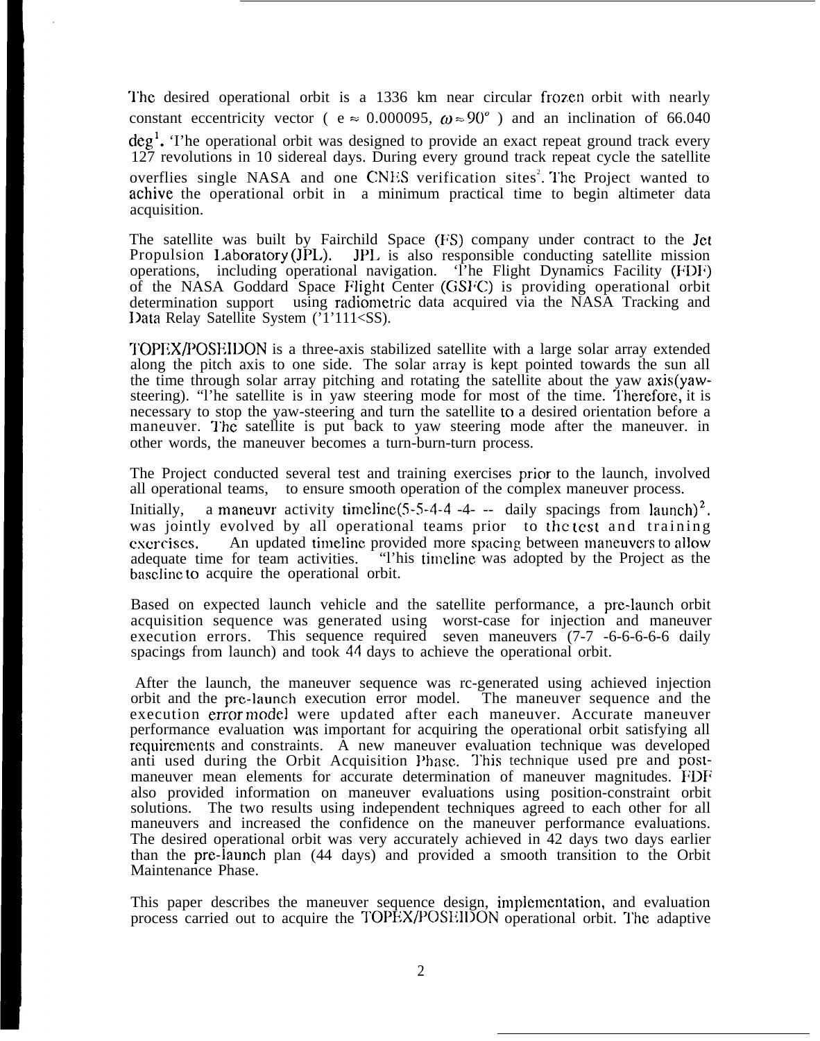The desired operational orbit is a 1336 km near circular frozen orbit with nearly constant eccentricity vector ( $e \approx 0.000095$, $\omega \approx 90^o$ ) and an inclination of 66.040 deg[1]. The operational orbit was designed to provide an exact repeat ground track every 127 revolutions in 10 sidereal days. During every ground track repeat cycle the satellite overflies single NASA and one CNES verification sites[2]. The Project wanted to achive the operational orbit in a minimum practical time to begin altimeter data acquisition.

The satellite was built by Fairchild Space (FS) company under contract to the Jet Propulsion Laboratory (JPL). JPL is also responsible conducting satellite mission operations, including operational navigation. The Flight Dynamics Facility (FDF) of the NASA Goddard Space Flight Center (GSFC) is providing operational orbit determination support using radiometric data acquired via the NASA Tracking and Data Relay Satellite System (TDRSS).

TOPEX/POSEIDON is a three-axis stabilized satellite with a large solar array extended along the pitch axis to one side. The solar array is kept pointed towards the sun all the time through solar array pitching and rotating the satellite about the yaw axis(yaw-steering). The satellite is in yaw steering mode for most of the time. Therefore, it is necessary to stop the yaw-steering and turn the satellite to a desired orientation before a maneuver. The satellite is put back to yaw steering mode after the maneuver. in other words, the maneuver becomes a turn-burn-turn process.

The Project conducted several test and training exercises prior to the launch, involved all operational teams, to ensure smooth operation of the complex maneuver process. Initially, a maneuvr activity timeline(5-5-4-4 -4- -- daily spacings from launch)[2]. was jointly evolved by all operational teams prior to the test and training exercises. An updated timeline provided more spacing between maneuvers to allow adequate time for team activities. This timeline was adopted by the Project as the baseline to acquire the operational orbit.

Based on expected launch vehicle and the satellite performance, a pre-launch orbit acquisition sequence was generated using worst-case for injection and maneuver execution errors. This sequence required seven maneuvers (7-7 -6-6-6-6-6 daily spacings from launch) and took 44 days to achieve the operational orbit.

After the launch, the maneuver sequence was re-generated using achieved injection orbit and the pre-launch execution error model. The maneuver sequence and the execution error model were updated after each maneuver. Accurate maneuver performance evaluation was important for acquiring the operational orbit satisfying all requirements and constraints. A new maneuver evaluation technique was developed anti used during the Orbit Acquisition Phase. This technique used pre and post-maneuver mean elements for accurate determination of maneuver magnitudes. FDF also provided information on maneuver evaluations using position-constraint orbit solutions. The two results using independent techniques agreed to each other for all maneuvers and increased the confidence on the maneuver performance evaluations. The desired operational orbit was very accurately achieved in 42 days two days earlier than the pre-launch plan (44 days) and provided a smooth transition to the Orbit Maintenance Phase.

This paper describes the maneuver sequence design, implementation, and evaluation process carried out to acquire the TOPEX/POSEIDON operational orbit. The adaptive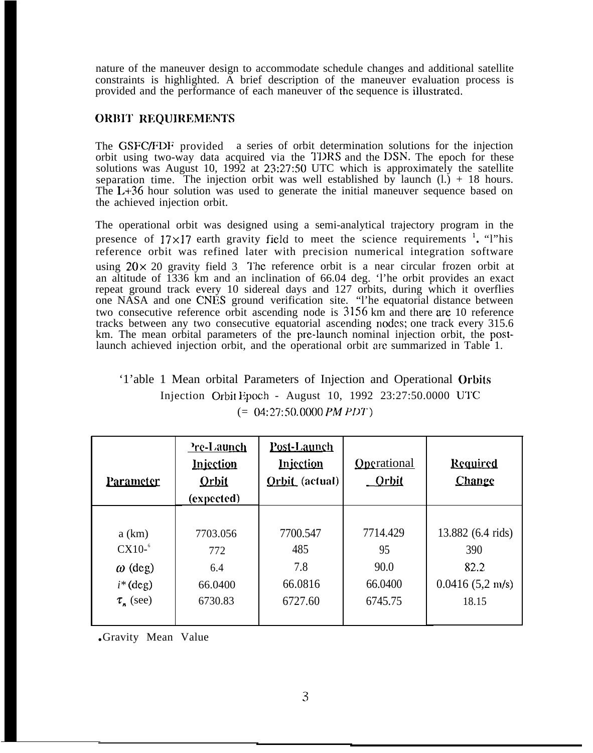nature of the maneuver design to accommodate schedule changes and additional satellite constraints is highlighted. A brief description of the maneuver evaluation process is provided and the performance of each maneuver of the sequence is illustrated.

## ORBIT REQUIREMENTS

The GSFC/FDF provided a series of orbit determination solutions for the injection orbit using two-way data acquired via the TDRS and the DSN. The epoch for these solutions was August 10, 1992 at 23:27:50 UTC which is approximately the satellite separation time. The injection orbit was well established by launch (l.) + 18 hours. The L+36 hour solution was used to generate the initial maneuver sequence based on the achieved injection orbit.

The operational orbit was designed using a semi-analytical trajectory program in the presence of $17\times17$ earth gravity field to meet the science requirements [1]. "This reference orbit was refined later with precision numerical integration software using $20\times$ 20 gravity field 3. The reference orbit is a near circular frozen orbit at an altitude of 1336 km and an inclination of 66.04 deg. The orbit provides an exact repeat ground track every 10 sidereal days and 127 orbits, during which it overflies one NASA and one CNES ground verification site. "The equatorial distance between two consecutive reference orbit ascending node is 3156 km and there are 10 reference tracks between any two consecutive equatorial ascending nodes; one track every 315.6 km. The mean orbital parameters of the pre-launch nominal injection orbit, the post-launch achieved injection orbit, and the operational orbit are summarized in Table 1.

Table 1 Mean orbital Parameters of Injection and Operational Orbits
Injection Orbit Epoch - August 10, 1992 23:27:50.0000 UTC
(= 04:27:50.0000 *PM PDT*)

| Parameter | Pre-Launch Injection Orbit (expected) | Post-Launch Injection Orbit (actual) | Operational Orbit | Required Change |
|---|---|---|---|---|
| a (km) | 7703.056 | 7700.547 | 7714.429 | 13.882 (6.4 m/s) |
| $e\times10^{-6}$ | 772 | 485 | 95 | 390 |
| $\omega$ (deg) | 6.4 | 7.8 | 90.0 | 82.2 |
| $i$* (deg) | 66.0400 | 66.0816 | 66.0400 | 0.0416 (5,2 m/s) |
| $\tau_n$ (sec) | 6730.83 | 6727.60 | 6745.75 | 18.15 |

*Gravity Mean Value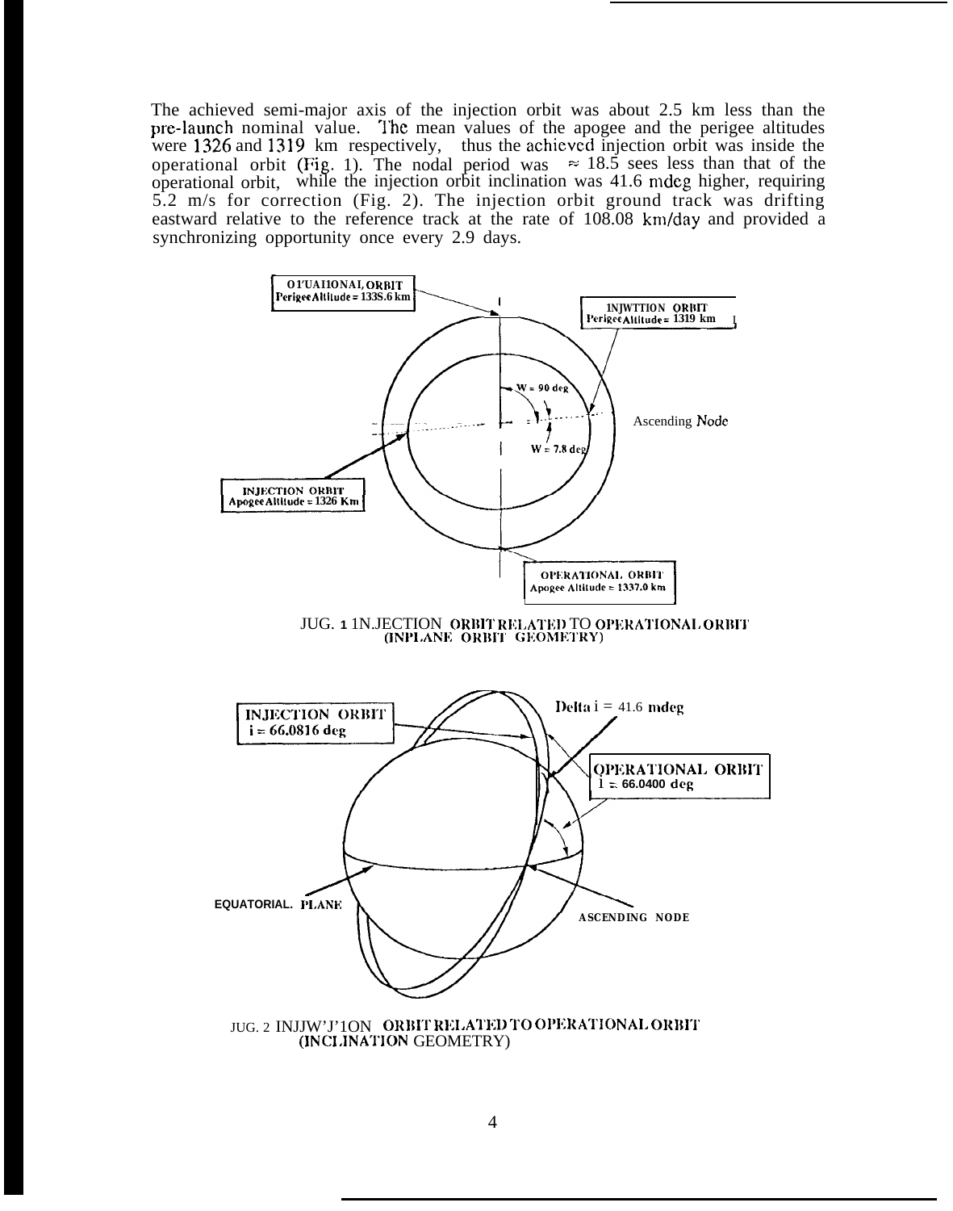The achieved semi-major axis of the injection orbit was about 2.5 km less than the pre-launch nominal value. The mean values of the apogee and the perigee altitudes were 1326 and 1319 km respectively, thus the achieved injection orbit was inside the operational orbit (Fig. 1). The nodal period was $\approx$ 18.5 secs less than that of the operational orbit, while the injection orbit inclination was 41.6 mdeg higher, requiring 5.2 m/s for correction (Fig. 2). The injection orbit ground track was drifting eastward relative to the reference track at the rate of 108.08 km/day and provided a synchronizing opportunity once every 2.9 days.

OPERATIONAL ORBIT
Perigee Altitude = 1335.6 km

INJECTION ORBIT
Perigee Altitude = 1319 km

W = 90 deg

W = 7.8 deg

Ascending Node

INJECTION ORBIT
Apogee Altitude = 1326 Km

OPERATIONAL ORBIT
Apogee Altitude = 1337.0 km

FIG. 1 INJECTION ORBIT RELATED TO OPERATIONAL ORBIT (INPLANE ORBIT GEOMETRY)

INJECTION ORBIT
i = 66.0816 deg

Delta i = 41.6 mdeg

OPERATIONAL ORBIT
i = 66.0400 deg

EQUATORIAL PLANE

ASCENDING NODE

FIG. 2 INJECTION ORBIT RELATED TO OPERATIONAL ORBIT (INCLINATION GEOMETRY)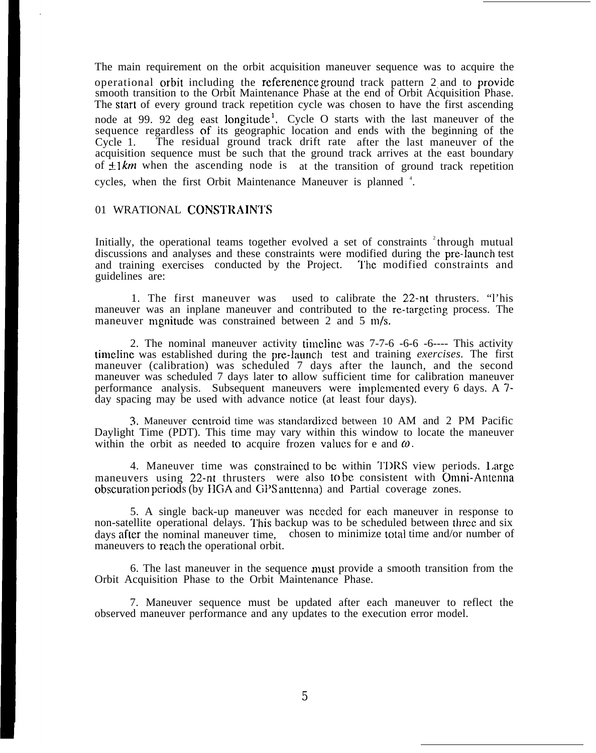The main requirement on the orbit acquisition maneuver sequence was to acquire the operational orbit including the referenence ground track pattern 2 and to provide smooth transition to the Orbit Maintenance Phase at the end of Orbit Acquisition Phase. The start of every ground track repetition cycle was chosen to have the first ascending node at 99. 92 deg east longitude[1]. Cycle O starts with the last maneuver of the sequence regardless of its geographic location and ends with the beginning of the Cycle 1. The residual ground track drift rate after the last maneuver of the acquisition sequence must be such that the ground track arrives at the east boundary of $\pm 1 km$ when the ascending node is at the transition of ground track repetition cycles, when the first Orbit Maintenance Maneuver is planned [4].

## 01 WRATIONAL CONSTRAINTS

Initially, the operational teams together evolved a set of constraints [2] through mutual discussions and analyses and these constraints were modified during the pre-launch test and training exercises conducted by the Project. The modified constraints and guidelines are:

1. The first maneuver was used to calibrate the 22-nt thrusters. "l'his maneuver was an inplane maneuver and contributed to the re-targeting process. The maneuver mgnitude was constrained between 2 and 5 m/s.

2. The nominal maneuver activity timeline was 7-7-6 -6-6 -6---- This activity timeline was established during the pre-launch test and training *exercises.* The first maneuver (calibration) was scheduled 7 days after the launch, and the second maneuver was scheduled 7 days later to allow sufficient time for calibration maneuver performance analysis. Subsequent maneuvers were implemented every 6 days. A 7-day spacing may be used with advance notice (at least four days).

3. Maneuver centroid time was standardized between 10 AM and 2 PM Pacific Daylight Time (PDT). This time may vary within this window to locate the maneuver within the orbit as needed to acquire frozen values for e and $\omega$.

4. Maneuver time was constrained to be within TDRS view periods. Large maneuvers using 22-nt thrusters were also to be consistent with Omni-Antenna obscuration periods (by HGA and GPS anttenna) and Partial coverage zones.

5. A single back-up maneuver was needed for each maneuver in response to non-satellite operational delays. This backup was to be scheduled between three and six days after the nominal maneuver time, chosen to minimize total time and/or number of maneuvers to reach the operational orbit.

6. The last maneuver in the sequence must provide a smooth transition from the Orbit Acquisition Phase to the Orbit Maintenance Phase.

7. Maneuver sequence must be updated after each maneuver to reflect the observed maneuver performance and any updates to the execution error model.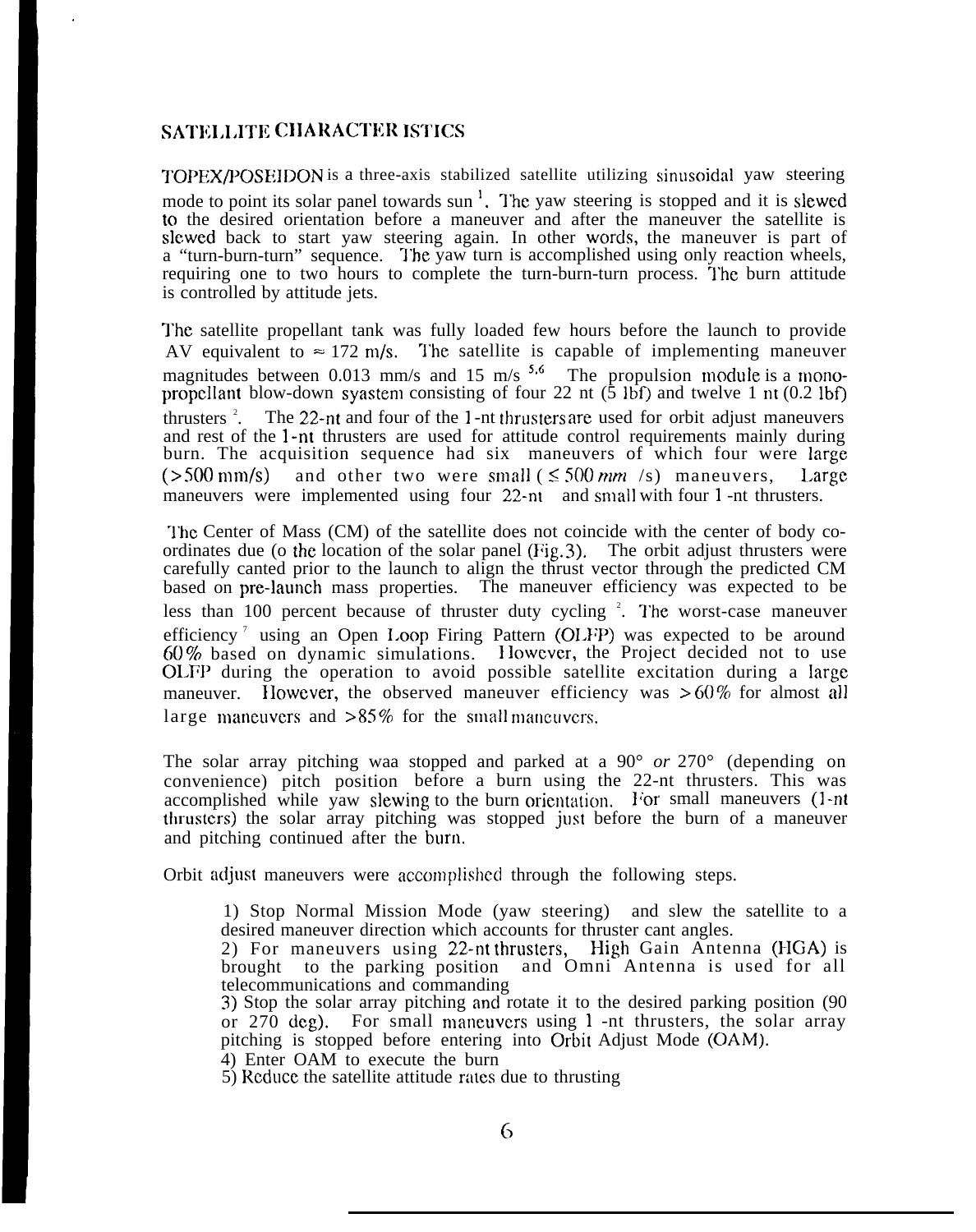## SATELLITE CHARACTERISTICS

TOPEX/POSEIDON is a three-axis stabilized satellite utilizing sinusoidal yaw steering mode to point its solar panel towards sun [1]. The yaw steering is stopped and it is slewed to the desired orientation before a maneuver and after the maneuver the satellite is slewed back to start yaw steering again. In other words, the maneuver is part of a "turn-burn-turn" sequence. The yaw turn is accomplished using only reaction wheels, requiring one to two hours to complete the turn-burn-turn process. The burn attitude is controlled by attitude jets.

The satellite propellant tank was fully loaded few hours before the launch to provide ΔV equivalent to ≈ 172 m/s. The satellite is capable of implementing maneuver magnitudes between 0.013 mm/s and 15 m/s [5,6]. The propulsion module is a mono-propellant blow-down syastem consisting of four 22 nt (5 lbf) and twelve 1 nt (0.2 lbf) thrusters [2]. The 22-nt and four of the 1-nt thrusters are used for orbit adjust maneuvers and rest of the 1-nt thrusters are used for attitude control requirements mainly during burn. The acquisition sequence had six maneuvers of which four were large (>500 mm/s) and other two were small (≤ 500 *mm* /s) maneuvers, Large maneuvers were implemented using four 22-nt and small with four 1-nt thrusters.

The Center of Mass (CM) of the satellite does not coincide with the center of body co-ordinates due to the location of the solar panel (Fig.3). The orbit adjust thrusters were carefully canted prior to the launch to align the thrust vector through the predicted CM based on pre-launch mass properties. The maneuver efficiency was expected to be less than 100 percent because of thruster duty cycling [2]. The worst-case maneuver efficiency [7] using an Open Loop Firing Pattern (OLFP) was expected to be around 60% based on dynamic simulations. However, the Project decided not to use OLFP during the operation to avoid possible satellite excitation during a large maneuver. However, the observed maneuver efficiency was >60% for almost all large maneuvers and >85% for the small maneuvers.

The solar array pitching waa stopped and parked at a 90° *or* 270° (depending on convenience) pitch position before a burn using the 22-nt thrusters. This was accomplished while yaw slewing to the burn orientation. For small maneuvers (1-nt thrusters) the solar array pitching was stopped just before the burn of a maneuver and pitching continued after the burn.

Orbit adjust maneuvers were accomplished through the following steps.

1) Stop Normal Mission Mode (yaw steering) and slew the satellite to a desired maneuver direction which accounts for thruster cant angles.
2) For maneuvers using 22-nt thrusters, High Gain Antenna (HGA) is brought to the parking position and Omni Antenna is used for all telecommunications and commanding
3) Stop the solar array pitching and rotate it to the desired parking position (90 or 270 deg). For small maneuvers using 1-nt thrusters, the solar array pitching is stopped before entering into Orbit Adjust Mode (OAM).
4) Enter OAM to execute the burn
5) Reduce the satellite attitude rates due to thrusting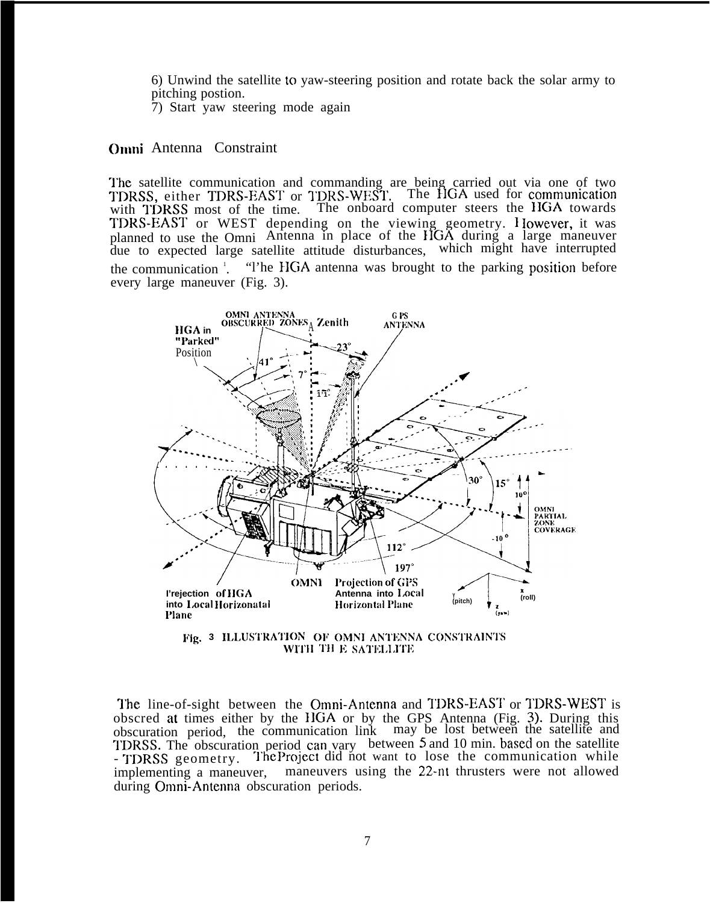6) Unwind the satellite to yaw-steering position and rotate back the solar army to pitching postion.
7) Start yaw steering mode again

## Omni Antenna Constraint

The satellite communication and commanding are being carried out via one of two TDRSS, either TDRS-EAST or TDRS-WEST. The HGA used for communication with TDRSS most of the time. The onboard computer steers the HGA towards TDRS-EAST or WEST depending on the viewing geometry. However, it was planned to use the Omni Antenna in place of the HGA during a large maneuver due to expected large satellite attitude disturbances, which might have interrupted the communication [1]. The HGA antenna was brought to the parking position before every large maneuver (Fig. 3).

Fig. 3 ILLUSTRATION OF OMNI ANTENNA CONSTRAINTS WITH THE SATELLITE

The line-of-sight between the Omni-Antenna and TDRS-EAST or TDRS-WEST is obscred at times either by the HGA or by the GPS Antenna (Fig. 3). During this obscuration period, the communication link may be lost between the satellite and TDRSS. The obscuration period can vary between 5 and 10 min. based on the satellite - TDRSS geometry. The Project did not want to lose the communication while implementing a maneuver, maneuvers using the 22-nt thrusters were not allowed during Omni-Antenna obscuration periods.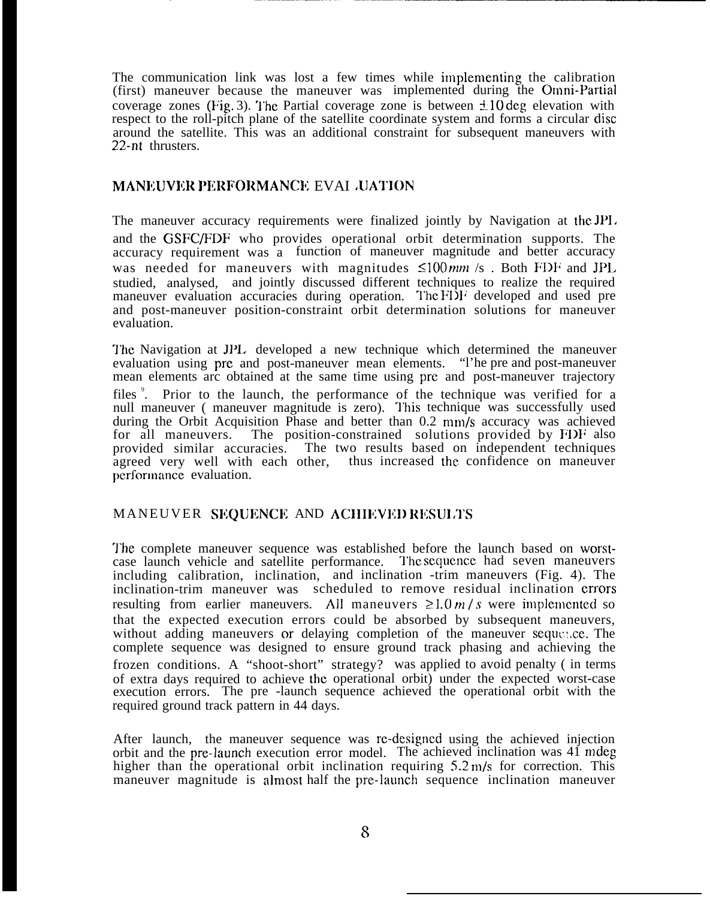The communication link was lost a few times while implementing the calibration (first) maneuver because the maneuver was implemented during the Omni-Partial coverage zones (Fig. 3). The Partial coverage zone is between ±10 deg elevation with respect to the roll-pitch plane of the satellite coordinate system and forms a circular disc around the satellite. This was an additional constraint for subsequent maneuvers with 22-nt thrusters.

## MANEUVER PERFORMANCE EVALUATION

The maneuver accuracy requirements were finalized jointly by Navigation at the JPL and the GSFC/FDF who provides operational orbit determination supports. The accuracy requirement was a function of maneuver magnitude and better accuracy was needed for maneuvers with magnitudes $\leq 100\, mm$ /s . Both FDF and JPL studied, analysed, and jointly discussed different techniques to realize the required maneuver evaluation accuracies during operation. The FDF developed and used pre and post-maneuver position-constraint orbit determination solutions for maneuver evaluation.

The Navigation at JPL developed a new technique which determined the maneuver evaluation using pre and post-maneuver mean elements. "The pre and post-maneuver mean elements are obtained at the same time using pre and post-maneuver trajectory files [9]. Prior to the launch, the performance of the technique was verified for a null maneuver ( maneuver magnitude is zero). This technique was successfully used during the Orbit Acquisition Phase and better than 0.2 mm/s accuracy was achieved for all maneuvers. The position-constrained solutions provided by FDF also provided similar accuracies. The two results based on independent techniques agreed very well with each other, thus increased the confidence on maneuver performance evaluation.

## MANEUVER SEQUENCE AND ACHIEVED RESULTS

The complete maneuver sequence was established before the launch based on worst-case launch vehicle and satellite performance. The sequence had seven maneuvers including calibration, inclination, and inclination -trim maneuvers (Fig. 4). The inclination-trim maneuver was scheduled to remove residual inclination errors resulting from earlier maneuvers. All maneuvers $\geq 1.0\, m/s$ were implemented so that the expected execution errors could be absorbed by subsequent maneuvers, without adding maneuvers or delaying completion of the maneuver sequence. The complete sequence was designed to ensure ground track phasing and achieving the frozen conditions. A "shoot-short" strategy? was applied to avoid penalty ( in terms of extra days required to achieve the operational orbit) under the expected worst-case execution errors. The pre -launch sequence achieved the operational orbit with the required ground track pattern in 44 days.

After launch, the maneuver sequence was re-designed using the achieved injection orbit and the pre-launch execution error model. The achieved inclination was 41 mdeg higher than the operational orbit inclination requiring 5.2 m/s for correction. This maneuver magnitude is almost half the pre-launch sequence inclination maneuver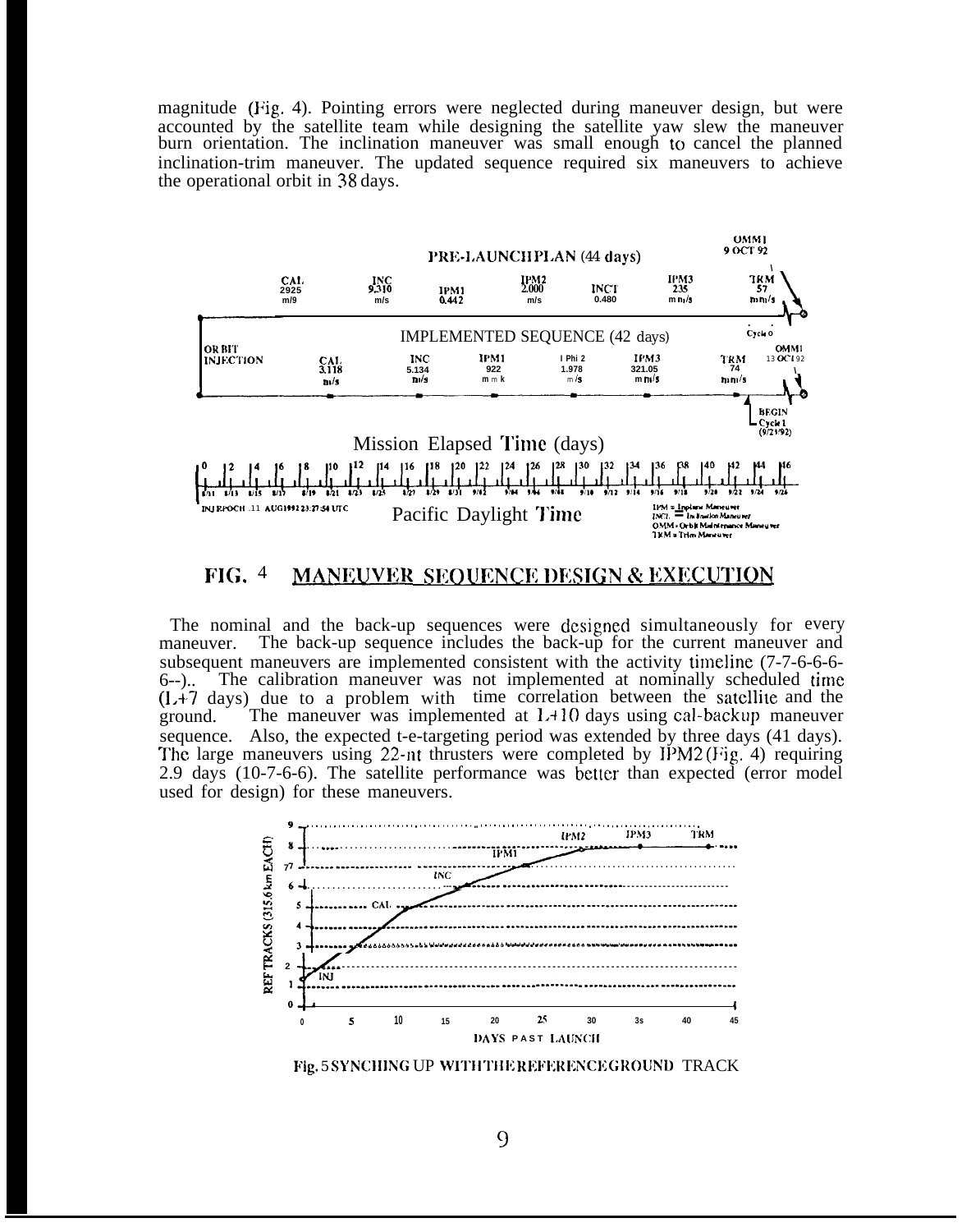magnitude (Fig. 4). Pointing errors were neglected during maneuver design, but were accounted by the satellite team while designing the satellite yaw slew the maneuver burn orientation. The inclination maneuver was small enough to cancel the planned inclination-trim maneuver. The updated sequence required six maneuvers to achieve the operational orbit in 38 days.

FIG. 4 MANEUVER SEQUENCE DESIGN & EXECUTION

The nominal and the back-up sequences were designed simultaneously for every maneuver. The back-up sequence includes the back-up for the current maneuver and subsequent maneuvers are implemented consistent with the activity timeline (7-7-6-6-6-6--).. The calibration maneuver was not implemented at nominally scheduled time (L+7 days) due to a problem with time correlation between the satellite and the ground. The maneuver was implemented at L+10 days using cal-backup maneuver sequence. Also, the expected t-e-targeting period was extended by three days (41 days). The large maneuvers using 22-nt thrusters were completed by IPM2 (Fig. 4) requiring 2.9 days (10-7-6-6). The satellite performance was better than expected (error model used for design) for these maneuvers.

Fig. 5 SYNCHING UP WITH THE REFERENCE GROUND TRACK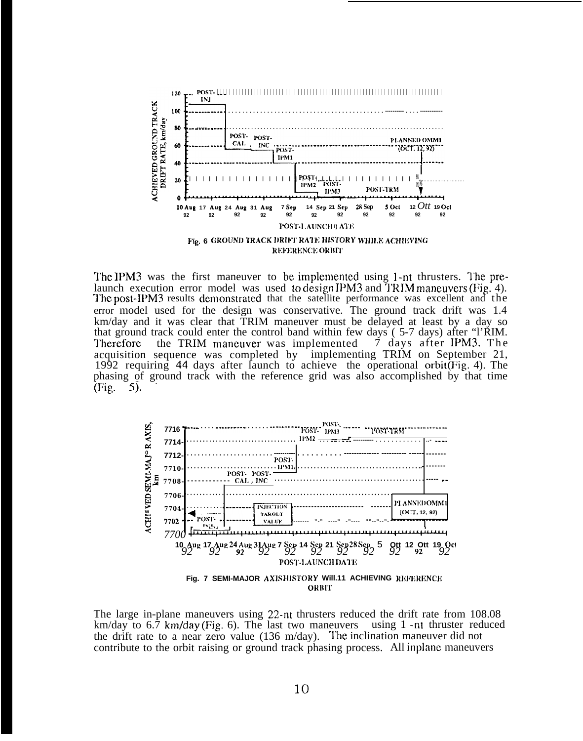Fig. 6 GROUND TRACK DRIFT RATE HISTORY WHILE ACHIEVING REFERENCE ORBIT

The IPM3 was the first maneuver to be implemented using 1-nt thrusters. The pre-launch execution error model was used to design IPM3 and TRIM maneuvers (Fig. 4). The post-IPM3 results demonstrated that the satellite performance was excellent and the error model used for the design was conservative. The ground track drift was 1.4 km/day and it was clear that TRIM maneuver must be delayed at least by a day so that ground track could enter the control band within few days ( 5-7 days) after "l'RIM. Therefore the TRIM maneuver was implemented 7 days after IPM3. The acquisition sequence was completed by implementing TRIM on September 21, 1992 requiring 44 days after launch to achieve the operational orbit (Fig. 4). The phasing of ground track with the reference grid was also accomplished by that time (Fig. 5).

Fig. 7 SEMI-MAJOR AXIS HISTORY WITH ACHIEVING REFERENCE ORBIT

The large in-plane maneuvers using 22-nt thrusters reduced the drift rate from 108.08 km/day to 6.7 km/day (Fig. 6). The last two maneuvers using 1 -nt thruster reduced the drift rate to a near zero value (136 m/day). The inclination maneuver did not contribute to the orbit raising or ground track phasing process. All inplane maneuvers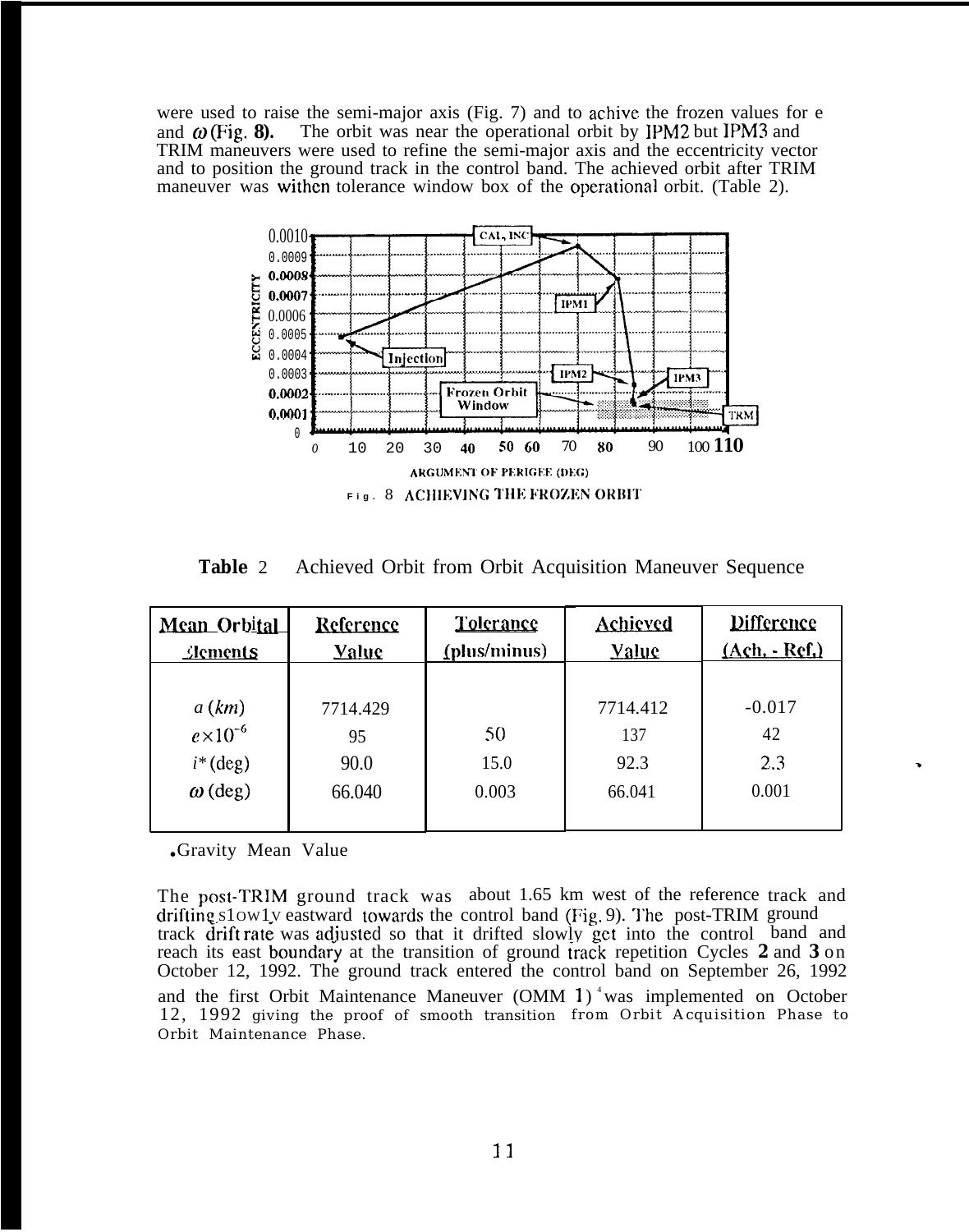were used to raise the semi-major axis (Fig. 7) and to achive the frozen values for e and $\omega$ (Fig. 8). The orbit was near the operational orbit by IPM2 but IPM3 and TRIM maneuvers were used to refine the semi-major axis and the eccentricity vector and to position the ground track in the control band. The achieved orbit after TRIM maneuver was withen tolerance window box of the operational orbit. (Table 2).

Fig. 8 ACHIEVING THE FROZEN ORBIT

**Table 2** Achieved Orbit from Orbit Acquisition Maneuver Sequence

| Mean Orbital Elements | Reference Value | Tolerance (plus/minus) | Achieved Value | Difference (Ach. - Ref.) |
|---|---|---|---|---|
| $a$ (km) | 7714.429 | | 7714.412 | -0.017 |
| $e \times 10^{-6}$ | 95 | 50 | 137 | 42 |
| $i^*$ (deg) | 90.0 | 15.0 | 92.3 | 2.3 |
| $\omega$ (deg) | 66.040 | 0.003 | 66.041 | 0.001 |

*Gravity Mean Value

The post-TRIM ground track was about 1.65 km west of the reference track and drifting slowly eastward towards the control band (Fig. 9). The post-TRIM ground track drift rate was adjusted so that it drifted slowly get into the control band and reach its east boundary at the transition of ground track repetition Cycles **2** and **3** on October 12, 1992. The ground track entered the control band on September 26, 1992 and the first Orbit Maintenance Maneuver (OMM 1)[4] was implemented on October 12, 1992 giving the proof of smooth transition from Orbit Acquisition Phase to Orbit Maintenance Phase.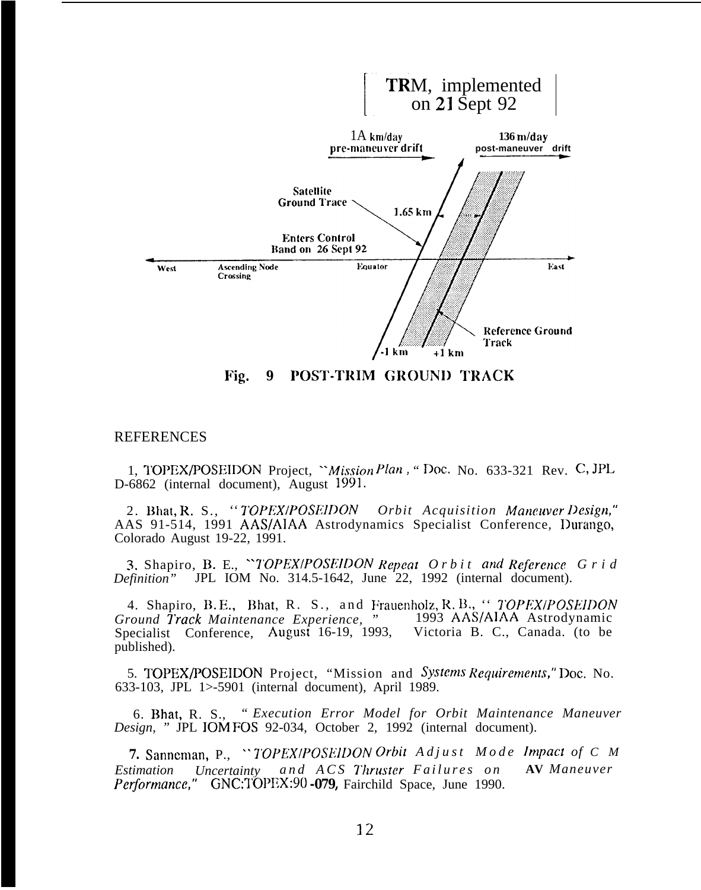TRM, implemented on 21 Sept 92

1A km/day pre-maneuver drift

136 m/day post-maneuver drift

Satellite Ground Trace

1.65 km

Enters Control Band on 26 Sept 92

West

Ascending Node Crossing

Equator

East

Reference Ground Track

-1 km

+1 km

Fig. 9 POST-TRIM GROUND TRACK

## REFERENCES

1, TOPEX/POSEIDON Project, "*Mission Plan*," Doc. No. 633-321 Rev. C, JPL D-6862 (internal document), August 1991.

2. Bhat, R. S., "*TOPEX/POSEIDON Orbit Acquisition Maneuver Design*," AAS 91-514, 1991 AAS/AIAA Astrodynamics Specialist Conference, Durango, Colorado August 19-22, 1991.

3. Shapiro, B. E., "*TOPEX/POSEIDON Repeat Orbit and Reference Grid Definition*" JPL IOM No. 314.5-1642, June 22, 1992 (internal document).

4. Shapiro, B. E., Bhat, R. S., and Frauenholz, R. B., "*TOPEX/POSEIDON Ground Track Maintenance Experience*," 1993 AAS/AIAA Astrodynamic Specialist Conference, August 16-19, 1993, Victoria B. C., Canada. (to be published).

5. TOPEX/POSEIDON Project, "Mission and *Systems Requirements*," Doc. No. 633-103, JPL 1>-5901 (internal document), April 1989.

6. Bhat, R. S., "*Execution Error Model for Orbit Maintenance Maneuver Design*," JPL IOM FOS 92-034, October 2, 1992 (internal document).

7. Sanneman, P., "*TOPEX/POSEIDON Orbit Adjust Mode Impact of C M Estimation Uncertainty and ACS Thruster Failures on* **AV** *Maneuver Performance*," GNC:TOPEX:90-079, Fairchild Space, June 1990.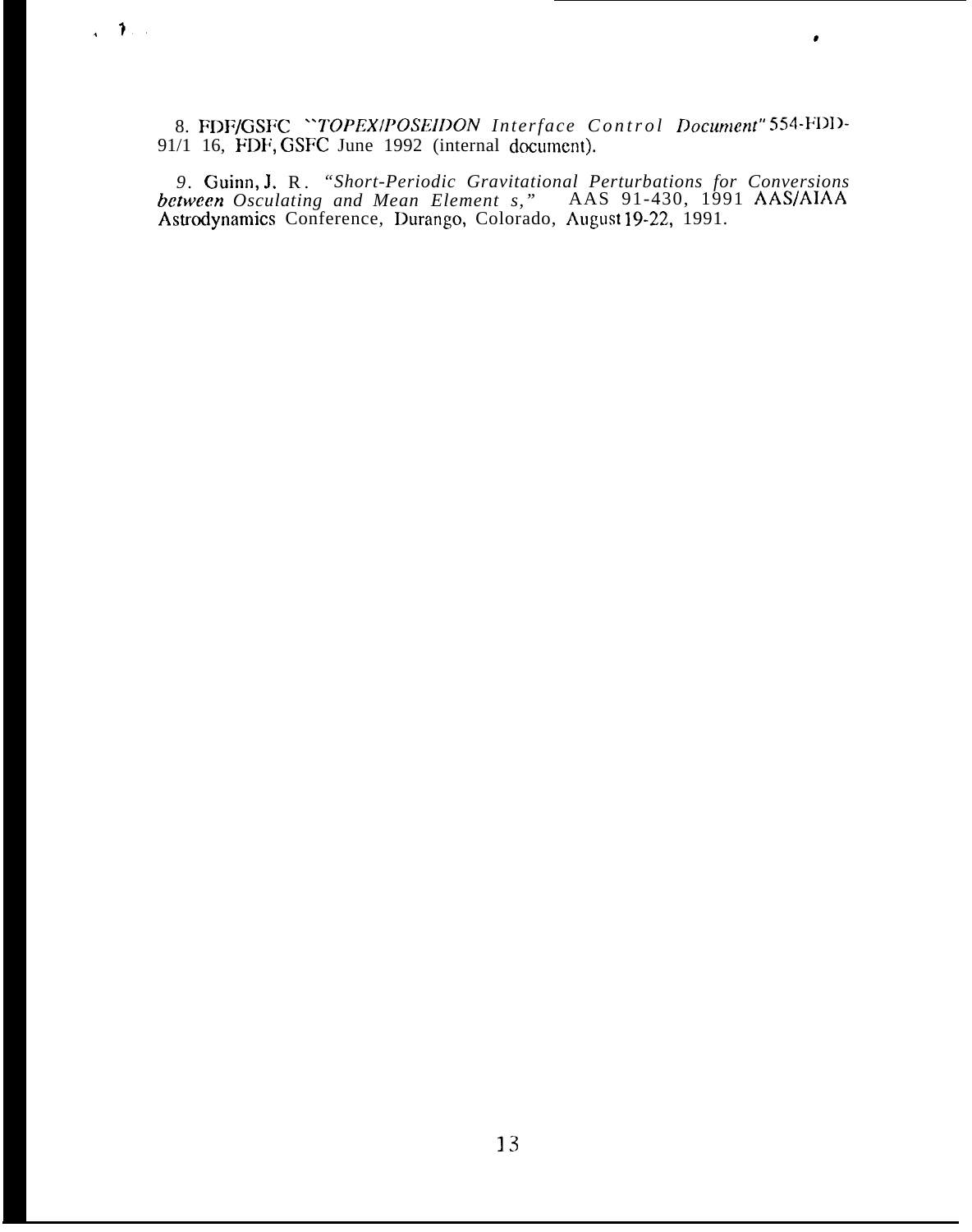8. FDF/GSFC "*TOPEX/POSEIDON Interface Control Document*" 554-FDD-91/1 16, FDF, GSFC June 1992 (internal document).

9. Guinn, J. R. "*Short-Periodic Gravitational Perturbations for Conversions between Osculating and Mean Element s,*" AAS 91-430, 1991 AAS/AIAA Astrodynamics Conference, Durango, Colorado, August 19-22, 1991.